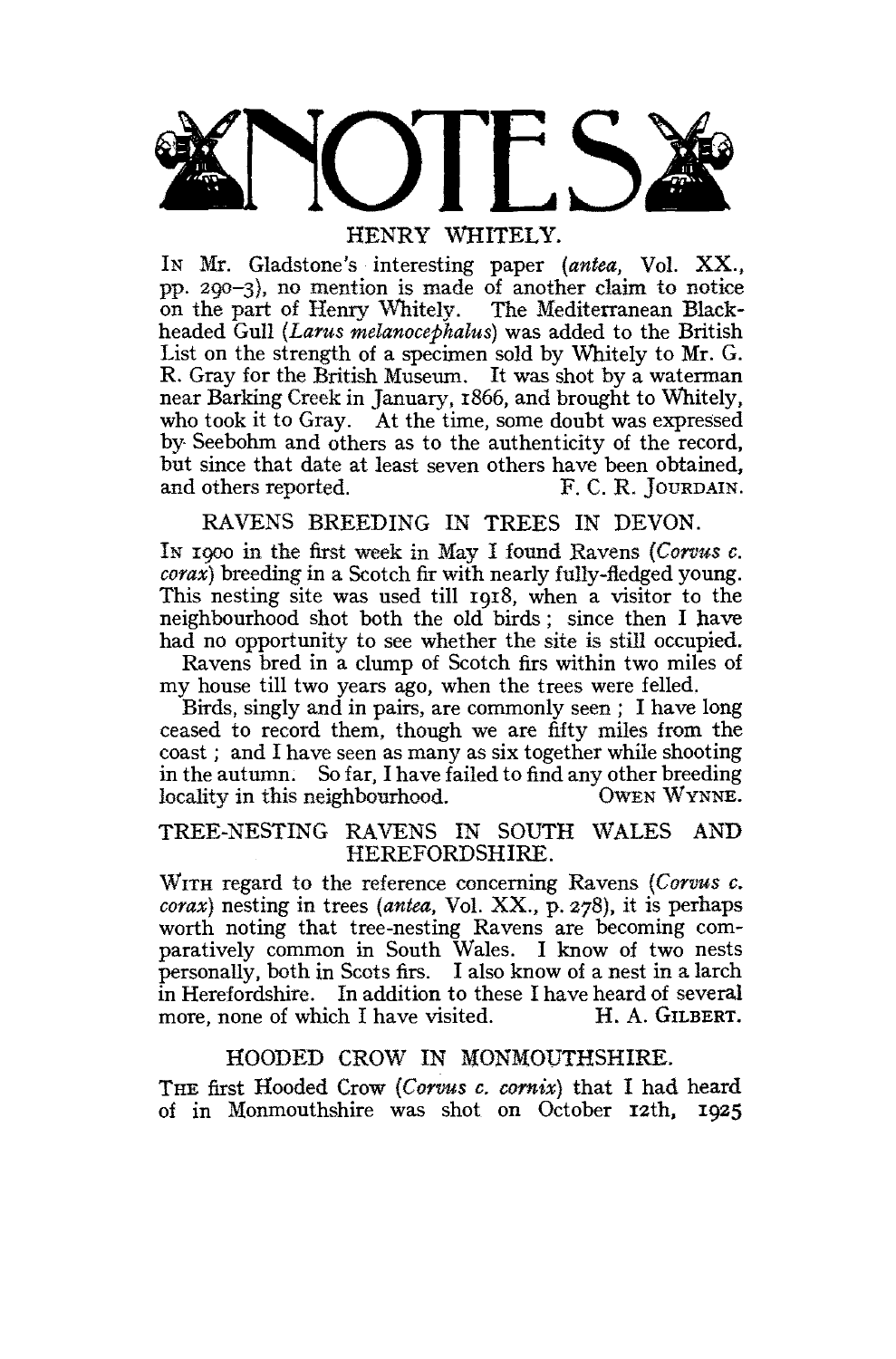# NOTES

## HENRY WHITELY.

IN Mr. Gladstone's interesting paper (*antea*, Vol. XX., pp. 290–3), no mention is made of another claim to notice on the part of Henry Whitely. The Mediterranean Black-headed Gull (*Larus melanocephalus*) was added to the British List on the strength of a specimen sold by Whitely to Mr. G. R. Gray for the British Museum. It was shot by a waterman near Barking Creek in January, 1866, and brought to Whitely, who took it to Gray. At the time, some doubt was expressed by Seebohm and others as to the authenticity of the record, but since that date at least seven others have been obtained, and others reported.

F. C. R. JOURDAIN.

## RAVENS BREEDING IN TREES IN DEVON.

IN 1900 in the first week in May I found Ravens (*Corvus c. corax*) breeding in a Scotch fir with nearly fully-fledged young. This nesting site was used till 1918, when a visitor to the neighbourhood shot both the old birds; since then I have had no opportunity to see whether the site is still occupied.

Ravens bred in a clump of Scotch firs within two miles of my house till two years ago, when the trees were felled.

Birds, singly and in pairs, are commonly seen; I have long ceased to record them, though we are fifty miles from the coast; and I have seen as many as six together while shooting in the autumn. So far, I have failed to find any other breeding locality in this neighbourhood.

OWEN WYNNE.

## TREE-NESTING RAVENS IN SOUTH WALES AND HEREFORDSHIRE.

WITH regard to the reference concerning Ravens (*Corvus c. corax*) nesting in trees (*antea*, Vol. XX., p. 278), it is perhaps worth noting that tree-nesting Ravens are becoming comparatively common in South Wales. I know of two nests personally, both in Scots firs. I also know of a nest in a larch in Herefordshire. In addition to these I have heard of several more, none of which I have visited.

H. A. GILBERT.

## HOODED CROW IN MONMOUTHSHIRE.

THE first Hooded Crow (*Corvus c. cornix*) that I had heard of in Monmouthshire was shot on October 12th, 1925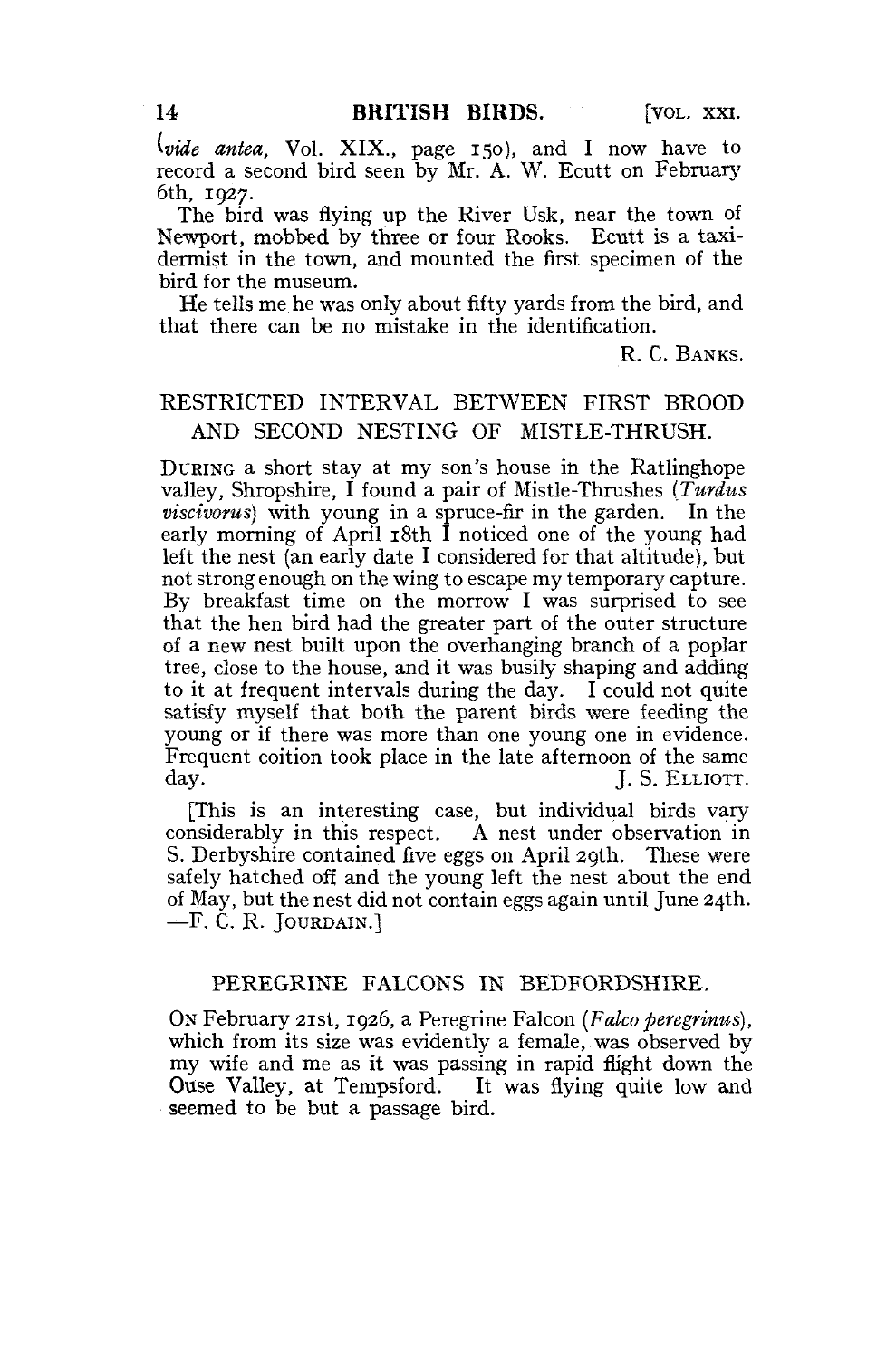(*vide antea*, Vol. XIX., page 150), and I now have to record a second bird seen by Mr. A. W. Ecutt on February 6th, 1927.

The bird was flying up the River Usk, near the town of Newport, mobbed by three or four Rooks. Ecutt is a taxidermist in the town, and mounted the first specimen of the bird for the museum.

He tells me he was only about fifty yards from the bird, and that there can be no mistake in the identification.

R. C. BANKS.

## RESTRICTED INTERVAL BETWEEN FIRST BROOD AND SECOND NESTING OF MISTLE-THRUSH.

DURING a short stay at my son's house in the Ratlinghope valley, Shropshire, I found a pair of Mistle-Thrushes (*Turdus viscivorus*) with young in a spruce-fir in the garden. In the early morning of April 18th I noticed one of the young had left the nest (an early date I considered for that altitude), but not strong enough on the wing to escape my temporary capture. By breakfast time on the morrow I was surprised to see that the hen bird had the greater part of the outer structure of a new nest built upon the overhanging branch of a poplar tree, close to the house, and it was busily shaping and adding to it at frequent intervals during the day. I could not quite satisfy myself that both the parent birds were feeding the young or if there was more than one young one in evidence. Frequent coition took place in the late afternoon of the same day.

J. S. ELLIOTT.

[This is an interesting case, but individual birds vary considerably in this respect. A nest under observation in S. Derbyshire contained five eggs on April 29th. These were safely hatched off and the young left the nest about the end of May, but the nest did not contain eggs again until June 24th. —F. C. R. JOURDAIN.]

## PEREGRINE FALCONS IN BEDFORDSHIRE.

ON February 21st, 1926, a Peregrine Falcon (*Falco peregrinus*), which from its size was evidently a female, was observed by my wife and me as it was passing in rapid flight down the Ouse Valley, at Tempsford. It was flying quite low and seemed to be but a passage bird.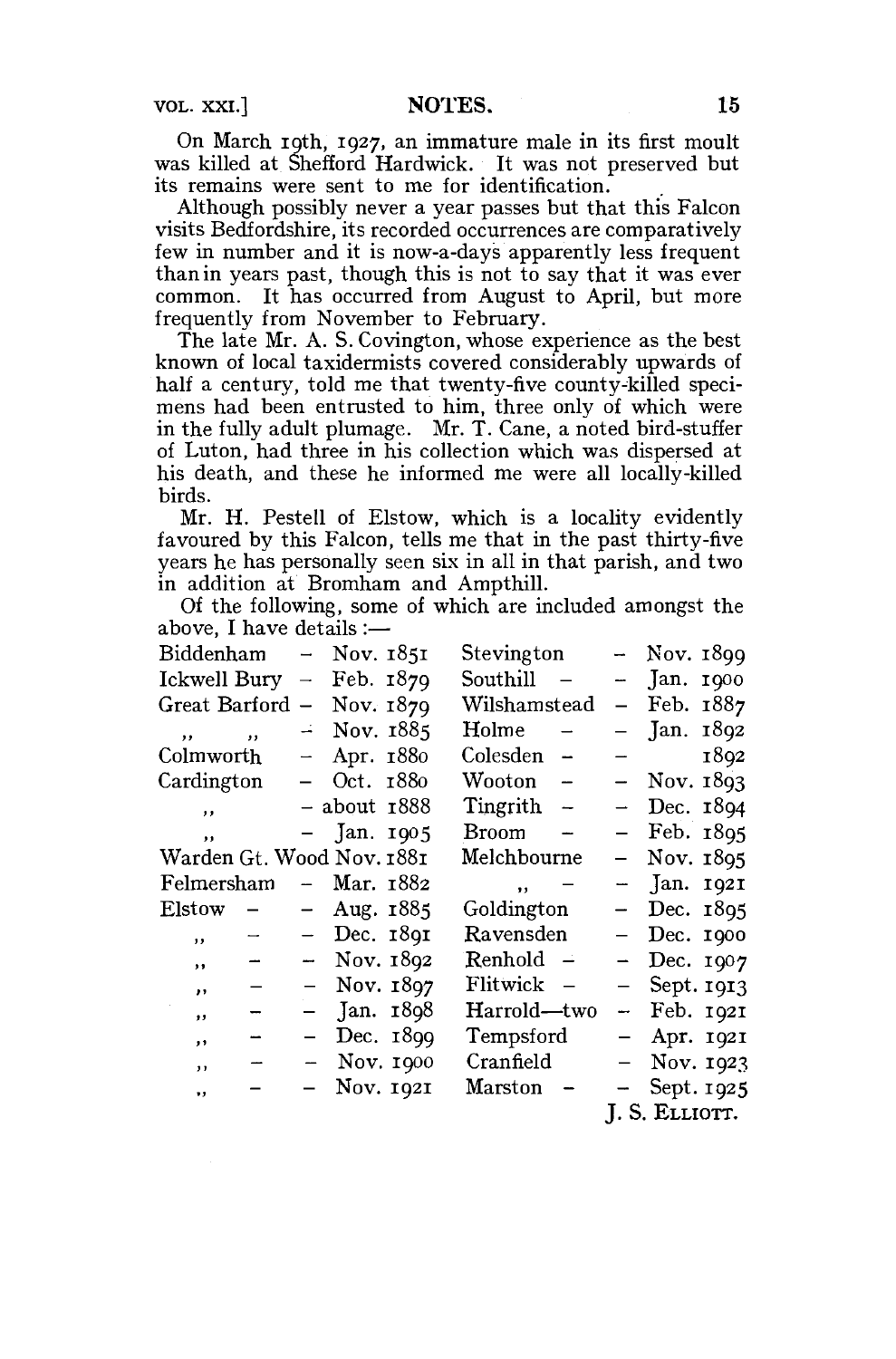On March 19th, 1927, an immature male in its first moult was killed at Shefford Hardwick. It was not preserved but its remains were sent to me for identification.

Although possibly never a year passes but that this Falcon visits Bedfordshire, its recorded occurrences are comparatively few in number and it is now-a-days apparently less frequent than in years past, though this is not to say that it was ever common. It has occurred from August to April, but more frequently from November to February.

The late Mr. A. S. Covington, whose experience as the best known of local taxidermists covered considerably upwards of half a century, told me that twenty-five county-killed specimens had been entrusted to him, three only of which were in the fully adult plumage. Mr. T. Cane, a noted bird-stuffer of Luton, had three in his collection which was dispersed at his death, and these he informed me were all locally-killed birds.

Mr. H. Pestell of Elstow, which is a locality evidently favoured by this Falcon, tells me that in the past thirty-five years he has personally seen six in all in that parish, and two in addition at Bromham and Ampthill.

Of the following, some of which are included amongst the above, I have details:—

| Locality | Date | Locality | Date |
|---|---|---|---|
| Biddenham | Nov. 1851 | Stevington | Nov. 1899 |
| Ickwell Bury | Feb. 1879 | Southill | Jan. 1900 |
| Great Barford | Nov. 1879 | Wilshamstead | Feb. 1887 |
| ,, ,, | Nov. 1885 | Holme | Jan. 1892 |
| Colmworth | Apr. 1880 | Colesden | 1892 |
| Cardington | Oct. 1880 | Wooton | Nov. 1893 |
| ,, | about 1888 | Tingrith | Dec. 1894 |
| ,, | Jan. 1905 | Broom | Feb. 1895 |
| Warden Gt. Wood | Nov. 1881 | Melchbourne | Nov. 1895 |
| Felmersham | Mar. 1882 | ,, | Jan. 1921 |
| Elstow | Aug. 1885 | Goldington | Dec. 1895 |
| ,, | Dec. 1891 | Ravensden | Dec. 1900 |
| ,, | Nov. 1892 | Renhold | Dec. 1907 |
| ,, | Nov. 1897 | Flitwick | Sept. 1913 |
| ,, | Jan. 1898 | Harrold—two | Feb. 1921 |
| ,, | Dec. 1899 | Tempsford | Apr. 1921 |
| ,, | Nov. 1900 | Cranfield | Nov. 1923 |
| ,, | Nov. 1921 | Marston | Sept. 1925 |

J. S. ELLIOTT.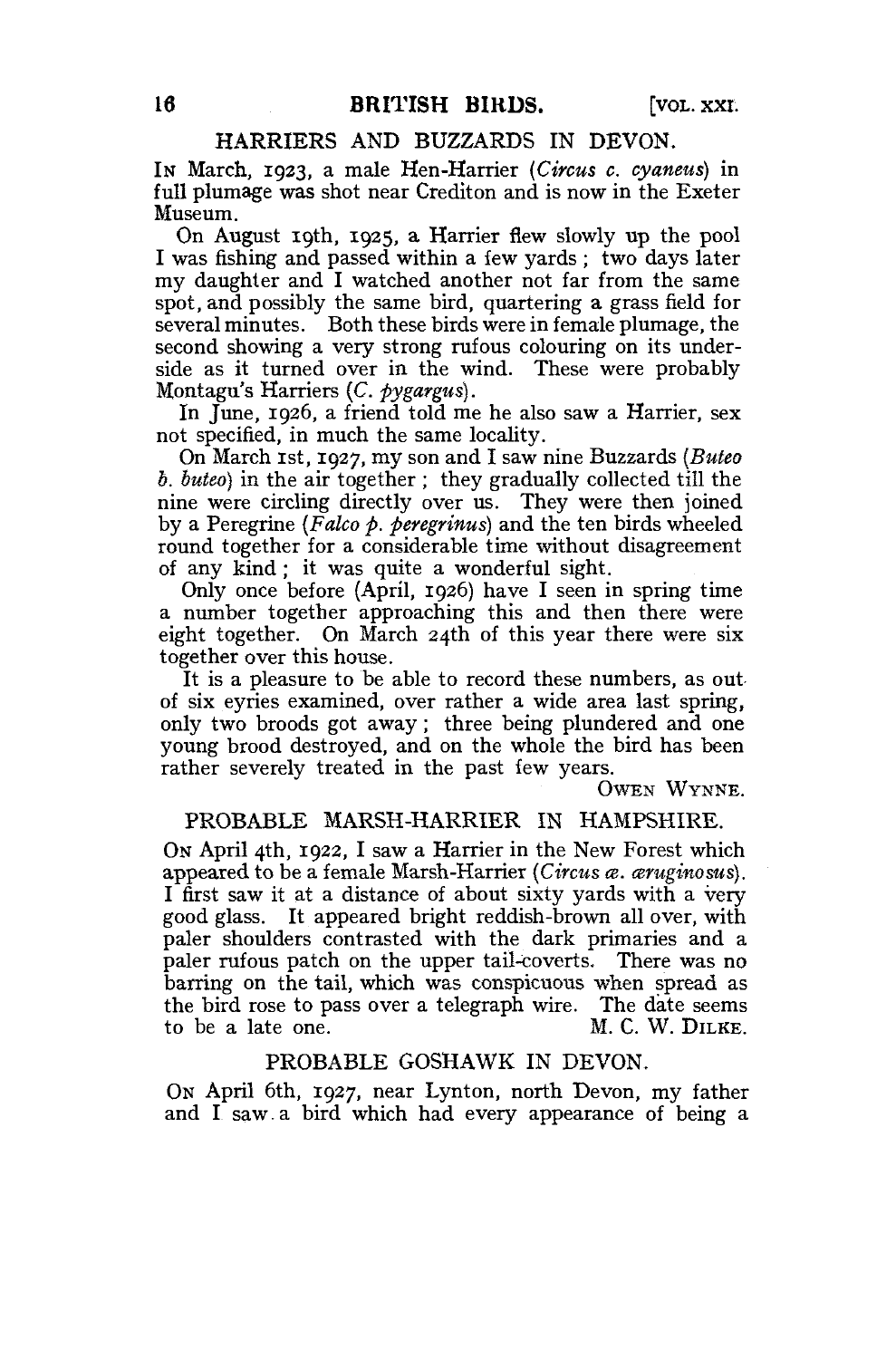## HARRIERS AND BUZZARDS IN DEVON.

In March, 1923, a male Hen-Harrier (*Circus c. cyaneus*) in full plumage was shot near Crediton and is now in the Exeter Museum.

On August 19th, 1925, a Harrier flew slowly up the pool I was fishing and passed within a few yards; two days later my daughter and I watched another not far from the same spot, and possibly the same bird, quartering a grass field for several minutes. Both these birds were in female plumage, the second showing a very strong rufous colouring on its underside as it turned over in the wind. These were probably Montagu's Harriers (*C. pygargus*).

In June, 1926, a friend told me he also saw a Harrier, sex not specified, in much the same locality.

On March 1st, 1927, my son and I saw nine Buzzards (*Buteo b. buteo*) in the air together; they gradually collected till the nine were circling directly over us. They were then joined by a Peregrine (*Falco p. peregrinus*) and the ten birds wheeled round together for a considerable time without disagreement of any kind; it was quite a wonderful sight.

Only once before (April, 1926) have I seen in spring time a number together approaching this and then there were eight together. On March 24th of this year there were six together over this house.

It is a pleasure to be able to record these numbers, as out of six eyries examined, over rather a wide area last spring, only two broods got away; three being plundered and one young brood destroyed, and on the whole the bird has been rather severely treated in the past few years.

Owen Wynne.

## PROBABLE MARSH-HARRIER IN HAMPSHIRE.

On April 4th, 1922, I saw a Harrier in the New Forest which appeared to be a female Marsh-Harrier (*Circus æ. æruginosus*). I first saw it at a distance of about sixty yards with a very good glass. It appeared bright reddish-brown all over, with paler shoulders contrasted with the dark primaries and a paler rufous patch on the upper tail-coverts. There was no barring on the tail, which was conspicuous when spread as the bird rose to pass over a telegraph wire. The date seems to be a late one.

M. C. W. Dilke.

## PROBABLE GOSHAWK IN DEVON.

On April 6th, 1927, near Lynton, north Devon, my father and I saw a bird which had every appearance of being a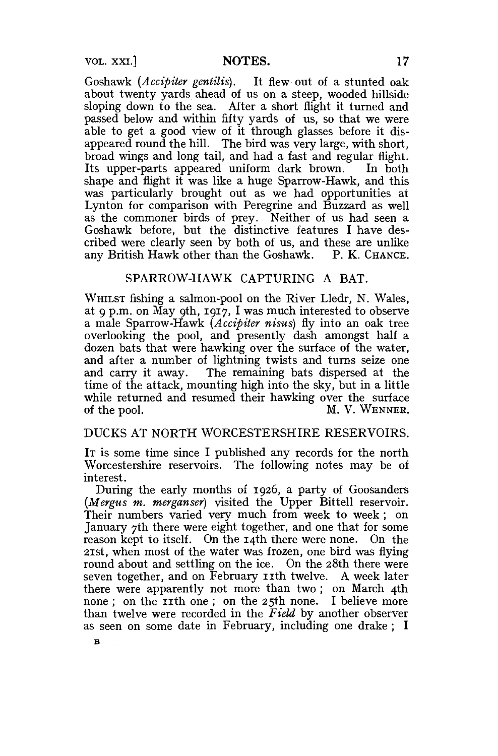Goshawk (*Accipiter gentilis*). It flew out of a stunted oak about twenty yards ahead of us on a steep, wooded hillside sloping down to the sea. After a short flight it turned and passed below and within fifty yards of us, so that we were able to get a good view of it through glasses before it disappeared round the hill. The bird was very large, with short, broad wings and long tail, and had a fast and regular flight. Its upper-parts appeared uniform dark brown. In both shape and flight it was like a huge Sparrow-Hawk, and this was particularly brought out as we had opportunities at Lynton for comparison with Peregrine and Buzzard as well as the commoner birds of prey. Neither of us had seen a Goshawk before, but the distinctive features I have described were clearly seen by both of us, and these are unlike any British Hawk other than the Goshawk. P. K. CHANCE.

## SPARROW-HAWK CAPTURING A BAT.

WHILST fishing a salmon-pool on the River Lledr, N. Wales, at 9 p.m. on May 9th, 1917, I was much interested to observe a male Sparrow-Hawk (*Accipiter nisus*) fly into an oak tree overlooking the pool, and presently dash amongst half a dozen bats that were hawking over the surface of the water, and after a number of lightning twists and turns seize one and carry it away. The remaining bats dispersed at the time of the attack, mounting high into the sky, but in a little while returned and resumed their hawking over the surface of the pool. M. V. WENNER.

## DUCKS AT NORTH WORCESTERSHIRE RESERVOIRS.

IT is some time since I published any records for the north Worcestershire reservoirs. The following notes may be of interest.

During the early months of 1926, a party of Goosanders (*Mergus m. merganser*) visited the Upper Bittell reservoir. Their numbers varied very much from week to week; on January 7th there were eight together, and one that for some reason kept to itself. On the 14th there were none. On the 21st, when most of the water was frozen, one bird was flying round about and settling on the ice. On the 28th there were seven together, and on February 11th twelve. A week later there were apparently not more than two; on March 4th none; on the 11th one; on the 25th none. I believe more than twelve were recorded in the *Field* by another observer as seen on some date in February, including one drake; I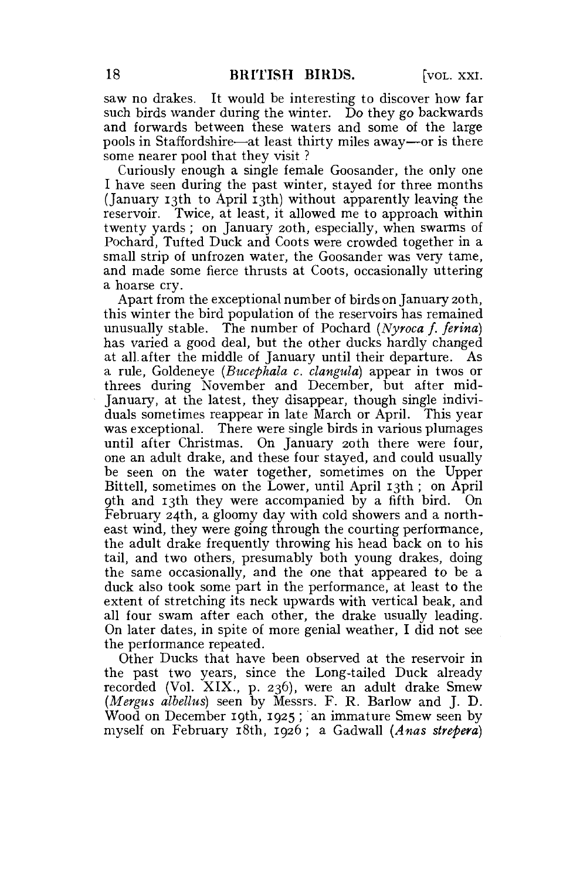saw no drakes. It would be interesting to discover how far such birds wander during the winter. Do they go backwards and forwards between these waters and some of the large pools in Staffordshire—at least thirty miles away—or is there some nearer pool that they visit ?

Curiously enough a single female Goosander, the only one I have seen during the past winter, stayed for three months (January 13th to April 13th) without apparently leaving the reservoir. Twice, at least, it allowed me to approach within twenty yards ; on January 20th, especially, when swarms of Pochard, Tufted Duck and Coots were crowded together in a small strip of unfrozen water, the Goosander was very tame, and made some fierce thrusts at Coots, occasionally uttering a hoarse cry.

Apart from the exceptional number of birds on January 20th, this winter the bird population of the reservoirs has remained unusually stable. The number of Pochard (*Nyroca f. ferina*) has varied a good deal, but the other ducks hardly changed at all after the middle of January until their departure. As a rule, Goldeneye (*Bucephala c. clangula*) appear in twos or threes during November and December, but after mid-January, at the latest, they disappear, though single individuals sometimes reappear in late March or April. This year was exceptional. There were single birds in various plumages until after Christmas. On January 20th there were four, one an adult drake, and these four stayed, and could usually be seen on the water together, sometimes on the Upper Bittell, sometimes on the Lower, until April 13th ; on April 9th and 13th they were accompanied by a fifth bird. On February 24th, a gloomy day with cold showers and a north-east wind, they were going through the courting performance, the adult drake frequently throwing his head back on to his tail, and two others, presumably both young drakes, doing the same occasionally, and the one that appeared to be a duck also took some part in the performance, at least to the extent of stretching its neck upwards with vertical beak, and all four swam after each other, the drake usually leading. On later dates, in spite of more genial weather, I did not see the performance repeated.

Other Ducks that have been observed at the reservoir in the past two years, since the Long-tailed Duck already recorded (Vol. XIX., p. 236), were an adult drake Smew (*Mergus albellus*) seen by Messrs. F. R. Barlow and J. D. Wood on December 19th, 1925 ; an immature Smew seen by myself on February 18th, 1926 ; a Gadwall (*Anas strepera*)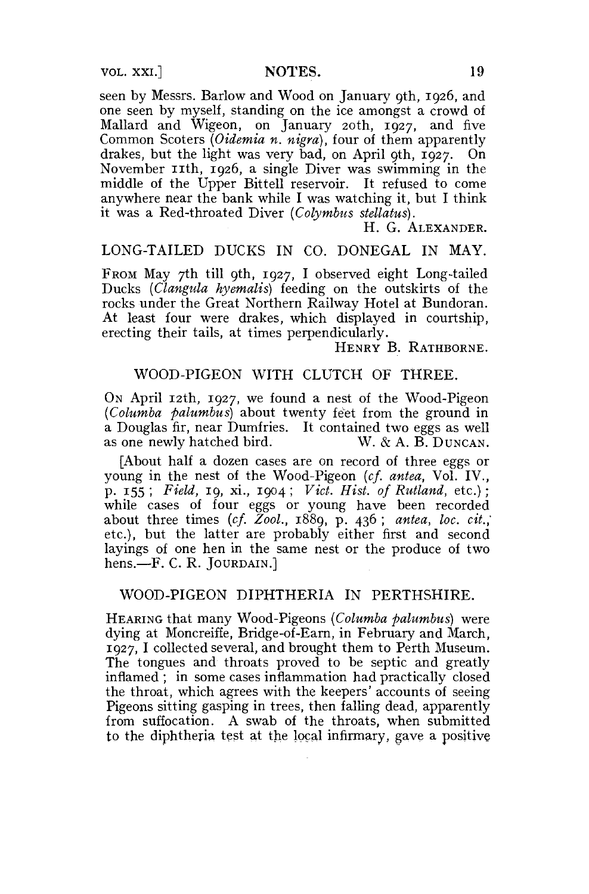seen by Messrs. Barlow and Wood on January 9th, 1926, and one seen by myself, standing on the ice amongst a crowd of Mallard and Wigeon, on January 20th, 1927, and five Common Scoters (*Oidemia n. nigra*), four of them apparently drakes, but the light was very bad, on April 9th, 1927. On November 11th, 1926, a single Diver was swimming in the middle of the Upper Bittell reservoir. It refused to come anywhere near the bank while I was watching it, but I think it was a Red-throated Diver (*Colymbus stellatus*).

H. G. ALEXANDER.

## LONG-TAILED DUCKS IN CO. DONEGAL IN MAY.

FROM May 7th till 9th, 1927, I observed eight Long-tailed Ducks (*Clangula hyemalis*) feeding on the outskirts of the rocks under the Great Northern Railway Hotel at Bundoran. At least four were drakes, which displayed in courtship, erecting their tails, at times perpendicularly.

HENRY B. RATHBORNE.

## WOOD-PIGEON WITH CLUTCH OF THREE.

ON April 12th, 1927, we found a nest of the Wood-Pigeon (*Columba palumbus*) about twenty feet from the ground in a Douglas fir, near Dumfries. It contained two eggs as well as one newly hatched bird.

W. & A. B. DUNCAN.

[About half a dozen cases are on record of three eggs or young in the nest of the Wood-Pigeon (*cf. antea*, Vol. IV., p. 155; *Field*, 19, xi., 1904; *Vict. Hist. of Rutland*, etc.); while cases of four eggs or young have been recorded about three times (*cf. Zool.*, 1889, p. 436; *antea*, *loc. cit.*, etc.), but the latter are probably either first and second layings of one hen in the same nest or the produce of two hens.—F. C. R. JOURDAIN.]

## WOOD-PIGEON DIPHTHERIA IN PERTHSHIRE.

HEARING that many Wood-Pigeons (*Columba palumbus*) were dying at Moncreiffe, Bridge-of-Earn, in February and March, 1927, I collected several, and brought them to Perth Museum. The tongues and throats proved to be septic and greatly inflamed; in some cases inflammation had practically closed the throat, which agrees with the keepers' accounts of seeing Pigeons sitting gasping in trees, then falling dead, apparently from suffocation. A swab of the throats, when submitted to the diphtheria test at the local infirmary, gave a positive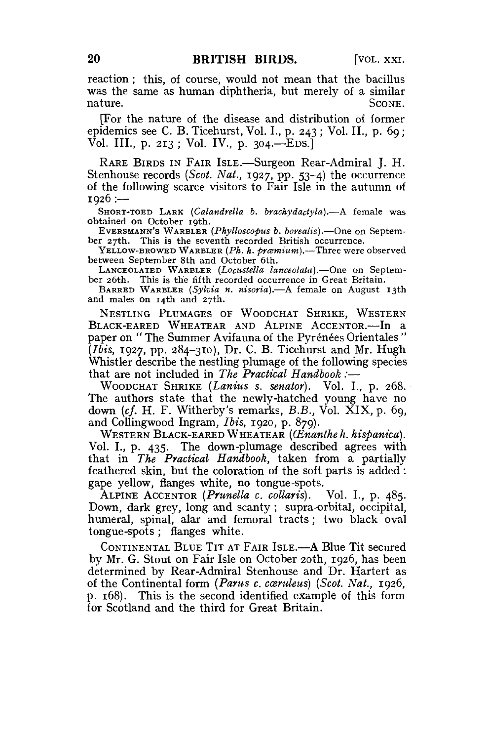reaction; this, of course, would not mean that the bacillus was the same as human diphtheria, but merely of a similar nature. SCONE.

[For the nature of the disease and distribution of former epidemics see C. B. Ticehurst, Vol. I., p. 243; Vol. II., p. 69; Vol. III., p. 213; Vol. IV., p. 304.—EDS.]

RARE BIRDS IN FAIR ISLE.—Surgeon Rear-Admiral J. H. Stenhouse records (*Scot. Nat.*, 1927, pp. 53-4) the occurrence of the following scarce visitors to Fair Isle in the autumn of 1926:—

SHORT-TOED LARK (*Calandrella b. brachydactyla*).—A female was obtained on October 19th.

EVERSMANN'S WARBLER (*Phylloscopus b. borealis*).—One on September 27th. This is the seventh recorded British occurrence.

YELLOW-BROWED WARBLER (*Ph. h. præmium*).—Three were observed between September 8th and October 6th.

LANCEOLATED WARBLER (*Locustella lanceolata*).—One on September 26th. This is the fifth recorded occurrence in Great Britain.

BARRED WARBLER (*Sylvia n. nisoria*).—A female on August 13th and males on 14th and 27th.

NESTLING PLUMAGES OF WOODCHAT SHRIKE, WESTERN BLACK-EARED WHEATEAR AND ALPINE ACCENTOR.—In a paper on "The Summer Avifauna of the Pyrénées Orientales" (*Ibis*, 1927, pp. 284-310), Dr. C. B. Ticehurst and Mr. Hugh Whistler describe the nestling plumage of the following species that are not included in *The Practical Handbook*:—

WOODCHAT SHRIKE (*Lanius s. senator*). Vol. I., p. 268. The authors state that the newly-hatched young have no down (*cf.* H. F. Witherby's remarks, *B.B.*, Vol. XIX, p. 69, and Collingwood Ingram, *Ibis*, 1920, p. 879).

WESTERN BLACK-EARED WHEATEAR (*Œnanthe h. hispanica*). Vol. I., p. 435. The down-plumage described agrees with that in *The Practical Handbook*, taken from a partially feathered skin, but the coloration of the soft parts is added: gape yellow, flanges white, no tongue-spots.

ALPINE ACCENTOR (*Prunella c. collaris*). Vol. I., p. 485. Down, dark grey, long and scanty; supra-orbital, occipital, humeral, spinal, alar and femoral tracts; two black oval tongue-spots; flanges white.

CONTINENTAL BLUE TIT AT FAIR ISLE.—A Blue Tit secured by Mr. G. Stout on Fair Isle on October 20th, 1926, has been determined by Rear-Admiral Stenhouse and Dr. Hartert as of the Continental form (*Parus c. cæruleus*) (*Scot. Nat.*, 1926, p. 168). This is the second identified example of this form for Scotland and the third for Great Britain.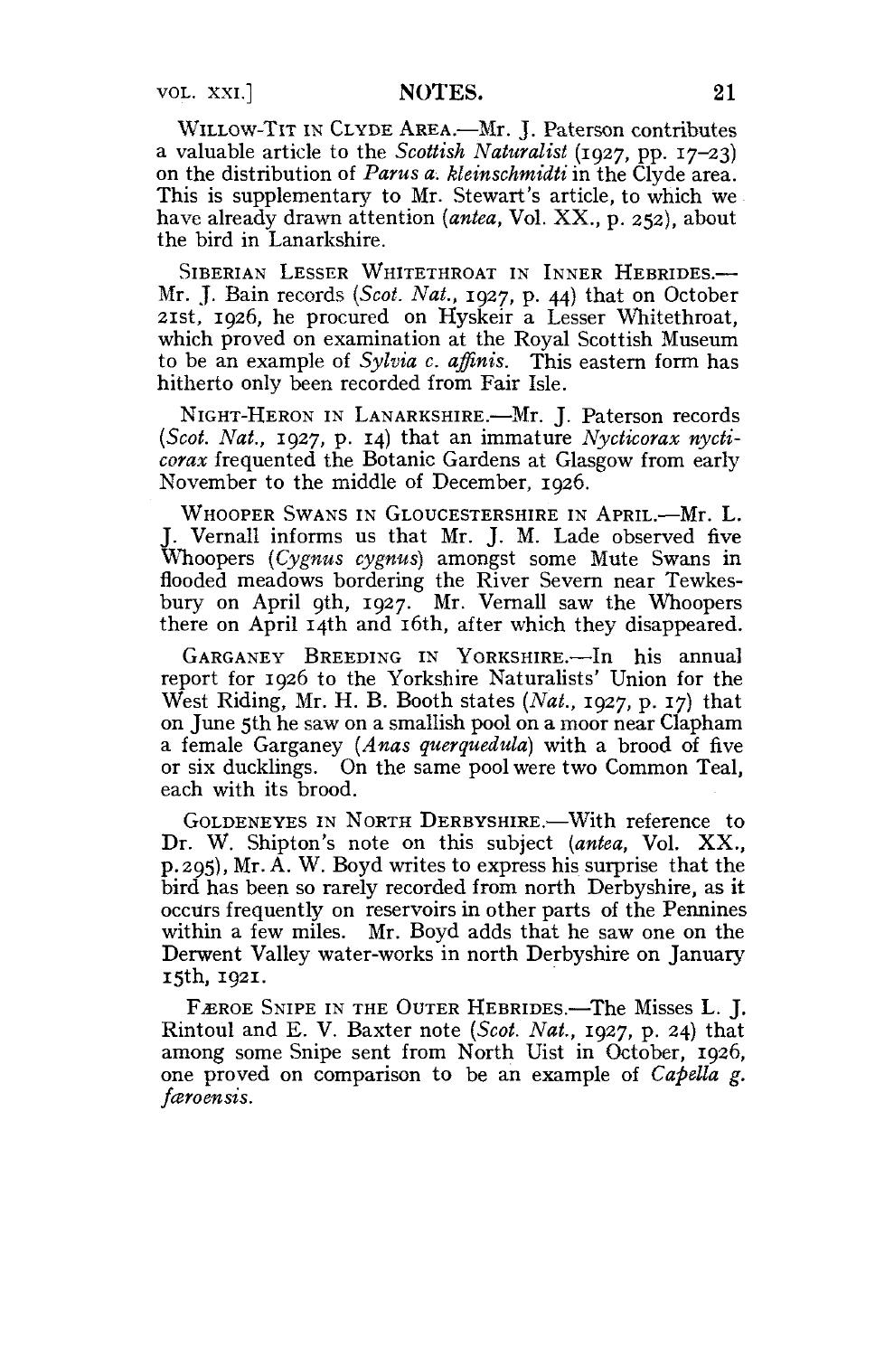WILLOW-TIT IN CLYDE AREA.—Mr. J. Paterson contributes a valuable article to the *Scottish Naturalist* (1927, pp. 17–23) on the distribution of *Parus a. kleinschmidti* in the Clyde area. This is supplementary to Mr. Stewart's article, to which we have already drawn attention (*antea*, Vol. XX., p. 252), about the bird in Lanarkshire.

SIBERIAN LESSER WHITETHROAT IN INNER HEBRIDES.—Mr. J. Bain records (*Scot. Nat.*, 1927, p. 44) that on October 21st, 1926, he procured on Hyskeir a Lesser Whitethroat, which proved on examination at the Royal Scottish Museum to be an example of *Sylvia c. affinis*. This eastern form has hitherto only been recorded from Fair Isle.

NIGHT-HERON IN LANARKSHIRE.—Mr. J. Paterson records (*Scot. Nat.*, 1927, p. 14) that an immature *Nycticorax nycticorax* frequented the Botanic Gardens at Glasgow from early November to the middle of December, 1926.

WHOOPER SWANS IN GLOUCESTERSHIRE IN APRIL.—Mr. L. J. Vernall informs us that Mr. J. M. Lade observed five Whoopers (*Cygnus cygnus*) amongst some Mute Swans in flooded meadows bordering the River Severn near Tewkesbury on April 9th, 1927. Mr. Vernall saw the Whoopers there on April 14th and 16th, after which they disappeared.

GARGANEY BREEDING IN YORKSHIRE.—In his annual report for 1926 to the Yorkshire Naturalists' Union for the West Riding, Mr. H. B. Booth states (*Nat.*, 1927, p. 17) that on June 5th he saw on a smallish pool on a moor near Clapham a female Garganey (*Anas querquedula*) with a brood of five or six ducklings. On the same pool were two Common Teal, each with its brood.

GOLDENEYES IN NORTH DERBYSHIRE.—With reference to Dr. W. Shipton's note on this subject (*antea*, Vol. XX., p. 295), Mr. A. W. Boyd writes to express his surprise that the bird has been so rarely recorded from north Derbyshire, as it occurs frequently on reservoirs in other parts of the Pennines within a few miles. Mr. Boyd adds that he saw one on the Derwent Valley water-works in north Derbyshire on January 15th, 1921.

FÆROE SNIPE IN THE OUTER HEBRIDES.—The Misses L. J. Rintoul and E. V. Baxter note (*Scot. Nat.*, 1927, p. 24) that among some Snipe sent from North Uist in October, 1926, one proved on comparison to be an example of *Capella g. færoensis*.